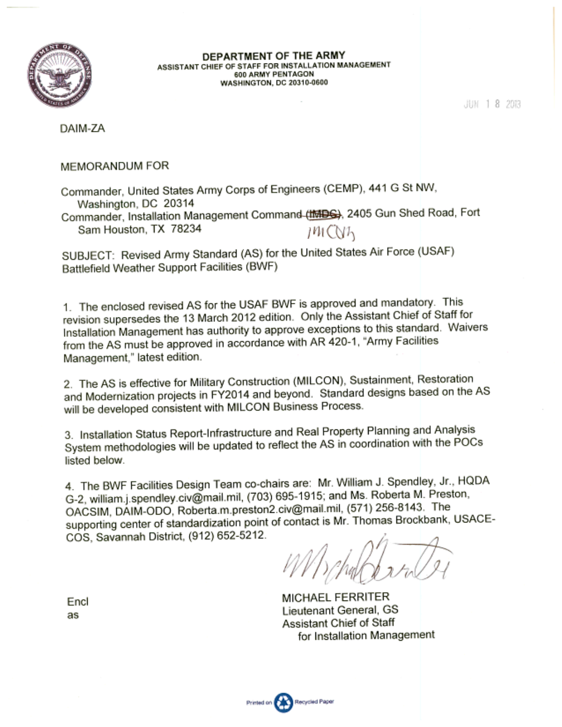**DEPARTMENT OF THE ARMY**
ASSISTANT CHIEF OF STAFF FOR INSTALLATION MANAGEMENT
600 ARMY PENTAGON
WASHINGTON, DC 20310-0600

JUN 18 2013

DAIM-ZA

MEMORANDUM FOR

Commander, United States Army Corps of Engineers (CEMP), 441 G St NW, Washington, DC 20314
Commander, Installation Management Command ~~(IMDC)~~ IMCOM, 2405 Gun Shed Road, Fort Sam Houston, TX 78234

SUBJECT: Revised Army Standard (AS) for the United States Air Force (USAF) Battlefield Weather Support Facilities (BWF)

1. The enclosed revised AS for the USAF BWF is approved and mandatory. This revision supersedes the 13 March 2012 edition. Only the Assistant Chief of Staff for Installation Management has authority to approve exceptions to this standard. Waivers from the AS must be approved in accordance with AR 420-1, "Army Facilities Management," latest edition.

2. The AS is effective for Military Construction (MILCON), Sustainment, Restoration and Modernization projects in FY2014 and beyond. Standard designs based on the AS will be developed consistent with MILCON Business Process.

3. Installation Status Report-Infrastructure and Real Property Planning and Analysis System methodologies will be updated to reflect the AS in coordination with the POCs listed below.

4. The BWF Facilities Design Team co-chairs are: Mr. William J. Spendley, Jr., HQDA G-2, william.j.spendley.civ@mail.mil, (703) 695-1915; and Ms. Roberta M. Preston, OACSIM, DAIM-ODO, Roberta.m.preston2.civ@mail.mil, (571) 256-8143. The supporting center of standardization point of contact is Mr. Thomas Brockbank, USACE-COS, Savannah District, (912) 652-5212.

Encl
as

MICHAEL FERRITER
Lieutenant General, GS
Assistant Chief of Staff
for Installation Management

Printed on Recycled Paper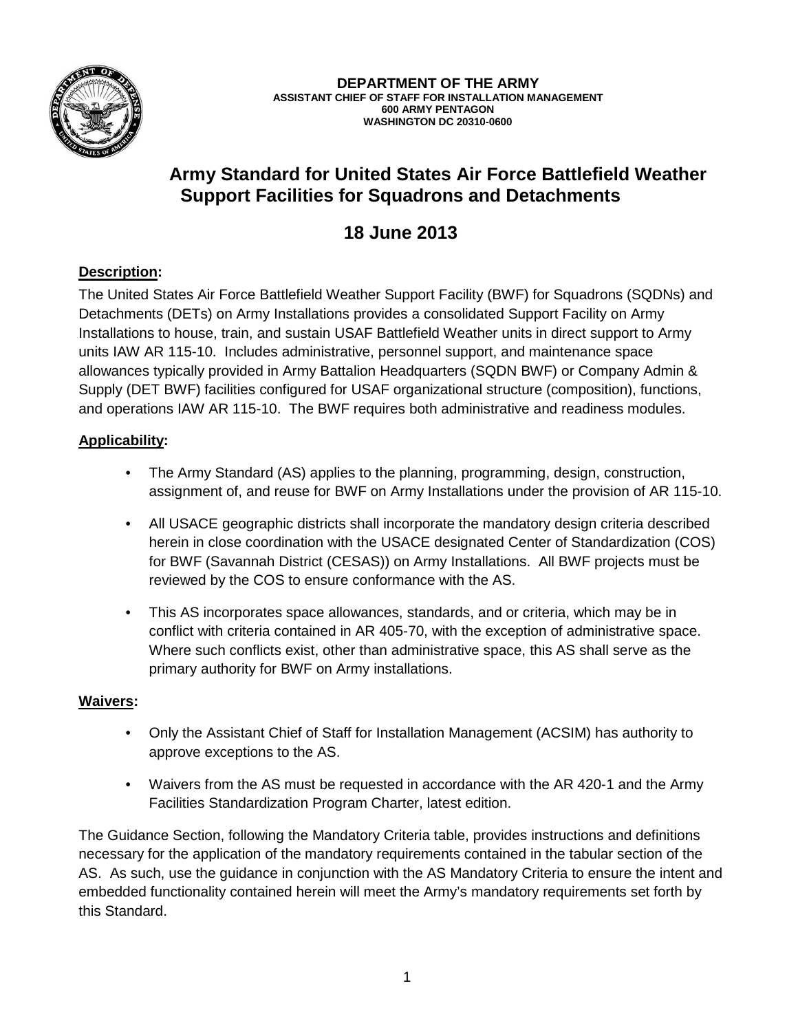**DEPARTMENT OF THE ARMY**
**ASSISTANT CHIEF OF STAFF FOR INSTALLATION MANAGEMENT**
**600 ARMY PENTAGON**
**WASHINGTON DC 20310-0600**

# Army Standard for United States Air Force Battlefield Weather Support Facilities for Squadrons and Detachments

## 18 June 2013

**Description:**

The United States Air Force Battlefield Weather Support Facility (BWF) for Squadrons (SQDNs) and Detachments (DETs) on Army Installations provides a consolidated Support Facility on Army Installations to house, train, and sustain USAF Battlefield Weather units in direct support to Army units IAW AR 115-10. Includes administrative, personnel support, and maintenance space allowances typically provided in Army Battalion Headquarters (SQDN BWF) or Company Admin & Supply (DET BWF) facilities configured for USAF organizational structure (composition), functions, and operations IAW AR 115-10. The BWF requires both administrative and readiness modules.

**Applicability:**

- The Army Standard (AS) applies to the planning, programming, design, construction, assignment of, and reuse for BWF on Army Installations under the provision of AR 115-10.
- All USACE geographic districts shall incorporate the mandatory design criteria described herein in close coordination with the USACE designated Center of Standardization (COS) for BWF (Savannah District (CESAS)) on Army Installations. All BWF projects must be reviewed by the COS to ensure conformance with the AS.
- This AS incorporates space allowances, standards, and or criteria, which may be in conflict with criteria contained in AR 405-70, with the exception of administrative space. Where such conflicts exist, other than administrative space, this AS shall serve as the primary authority for BWF on Army installations.

**Waivers:**

- Only the Assistant Chief of Staff for Installation Management (ACSIM) has authority to approve exceptions to the AS.
- Waivers from the AS must be requested in accordance with the AR 420-1 and the Army Facilities Standardization Program Charter, latest edition.

The Guidance Section, following the Mandatory Criteria table, provides instructions and definitions necessary for the application of the mandatory requirements contained in the tabular section of the AS. As such, use the guidance in conjunction with the AS Mandatory Criteria to ensure the intent and embedded functionality contained herein will meet the Army's mandatory requirements set forth by this Standard.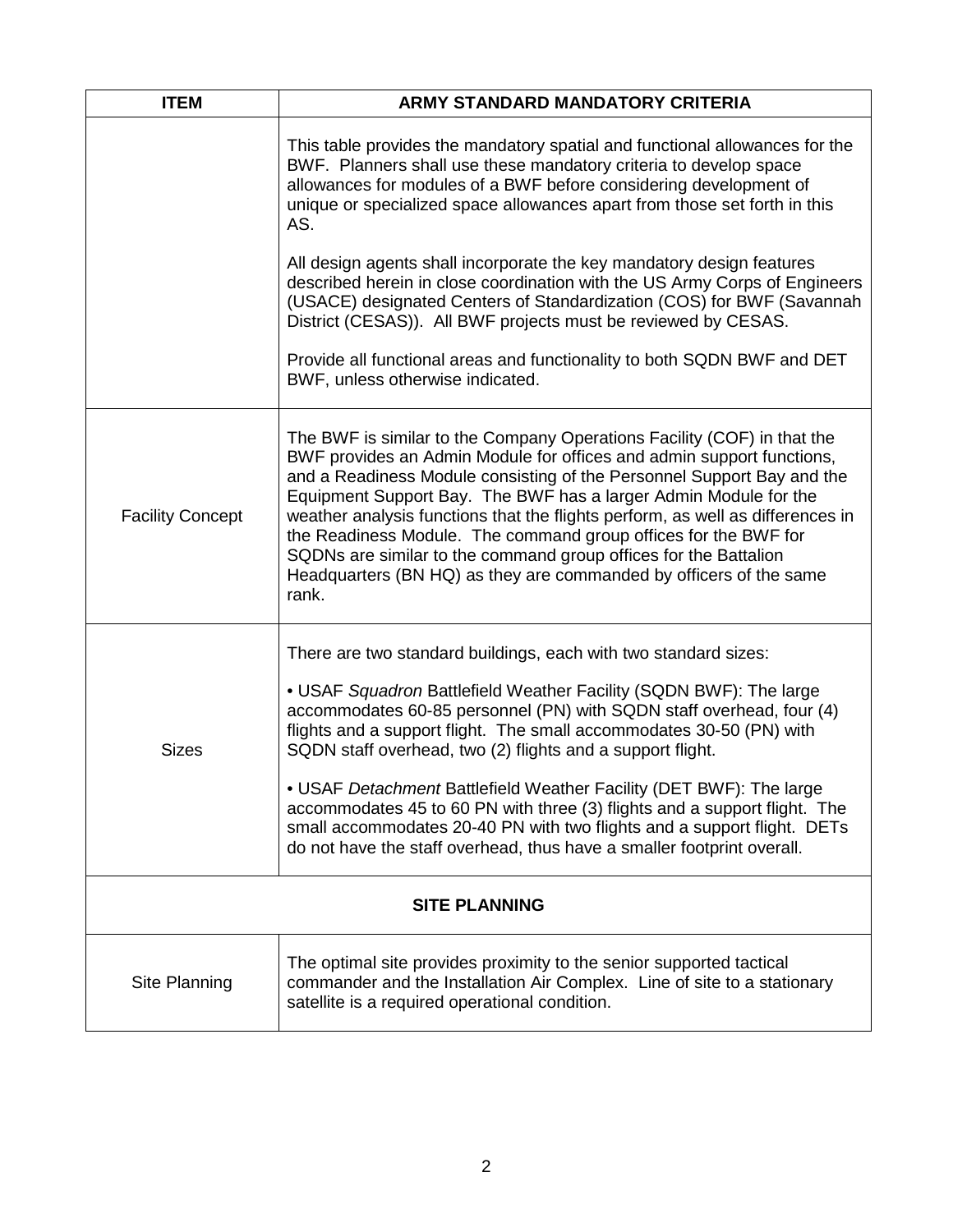| ITEM | ARMY STANDARD MANDATORY CRITERIA |
|---|---|
| | This table provides the mandatory spatial and functional allowances for the BWF. Planners shall use these mandatory criteria to develop space allowances for modules of a BWF before considering development of unique or specialized space allowances apart from those set forth in this AS.<br><br>All design agents shall incorporate the key mandatory design features described herein in close coordination with the US Army Corps of Engineers (USACE) designated Centers of Standardization (COS) for BWF (Savannah District (CESAS)). All BWF projects must be reviewed by CESAS.<br><br>Provide all functional areas and functionality to both SQDN BWF and DET BWF, unless otherwise indicated. |
| Facility Concept | The BWF is similar to the Company Operations Facility (COF) in that the BWF provides an Admin Module for offices and admin support functions, and a Readiness Module consisting of the Personnel Support Bay and the Equipment Support Bay. The BWF has a larger Admin Module for the weather analysis functions that the flights perform, as well as differences in the Readiness Module. The command group offices for the BWF for SQDNs are similar to the command group offices for the Battalion Headquarters (BN HQ) as they are commanded by officers of the same rank. |
| Sizes | There are two standard buildings, each with two standard sizes:<br><br>• USAF *Squadron* Battlefield Weather Facility (SQDN BWF): The large accommodates 60-85 personnel (PN) with SQDN staff overhead, four (4) flights and a support flight. The small accommodates 30-50 (PN) with SQDN staff overhead, two (2) flights and a support flight.<br><br>• USAF *Detachment* Battlefield Weather Facility (DET BWF): The large accommodates 45 to 60 PN with three (3) flights and a support flight. The small accommodates 20-40 PN with two flights and a support flight. DETs do not have the staff overhead, thus have a smaller footprint overall. |
| **SITE PLANNING** | |
| Site Planning | The optimal site provides proximity to the senior supported tactical commander and the Installation Air Complex. Line of site to a stationary satellite is a required operational condition. |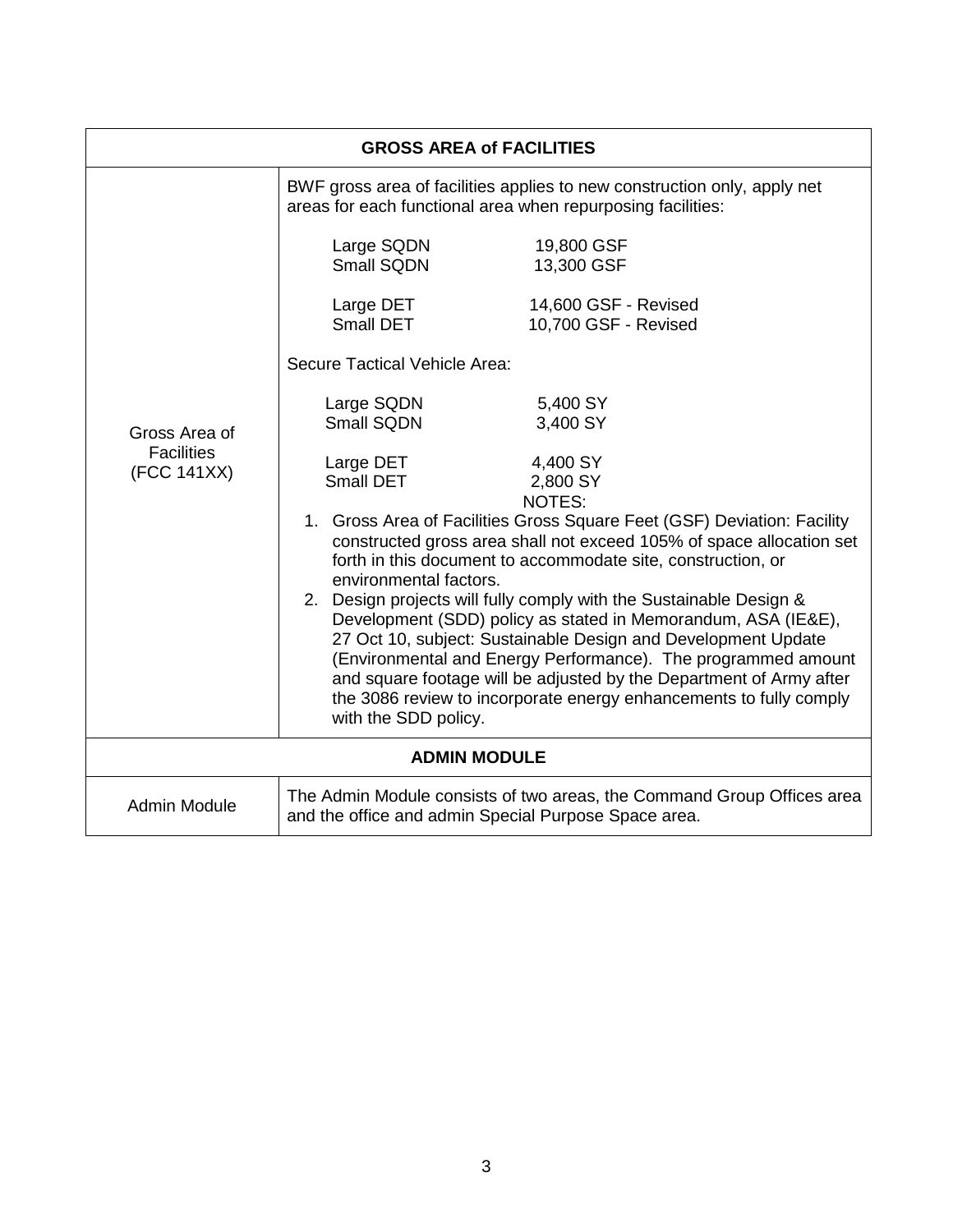| GROSS AREA of FACILITIES | |
|---|---|
| Gross Area of Facilities (FCC 141XX) | BWF gross area of facilities applies to new construction only, apply net areas for each functional area when repurposing facilities:<br><br>Large SQDN 19,800 GSF<br>Small SQDN 13,300 GSF<br><br>Large DET 14,600 GSF - Revised<br>Small DET 10,700 GSF - Revised<br><br>Secure Tactical Vehicle Area:<br><br>Large SQDN 5,400 SY<br>Small SQDN 3,400 SY<br><br>Large DET 4,400 SY<br>Small DET 2,800 SY<br><br>NOTES:<br>1. Gross Area of Facilities Gross Square Feet (GSF) Deviation: Facility constructed gross area shall not exceed 105% of space allocation set forth in this document to accommodate site, construction, or environmental factors.<br>2. Design projects will fully comply with the Sustainable Design & Development (SDD) policy as stated in Memorandum, ASA (IE&E), 27 Oct 10, subject: Sustainable Design and Development Update (Environmental and Energy Performance). The programmed amount and square footage will be adjusted by the Department of Army after the 3086 review to incorporate energy enhancements to fully comply with the SDD policy. |
| **ADMIN MODULE** | |
| Admin Module | The Admin Module consists of two areas, the Command Group Offices area and the office and admin Special Purpose Space area. |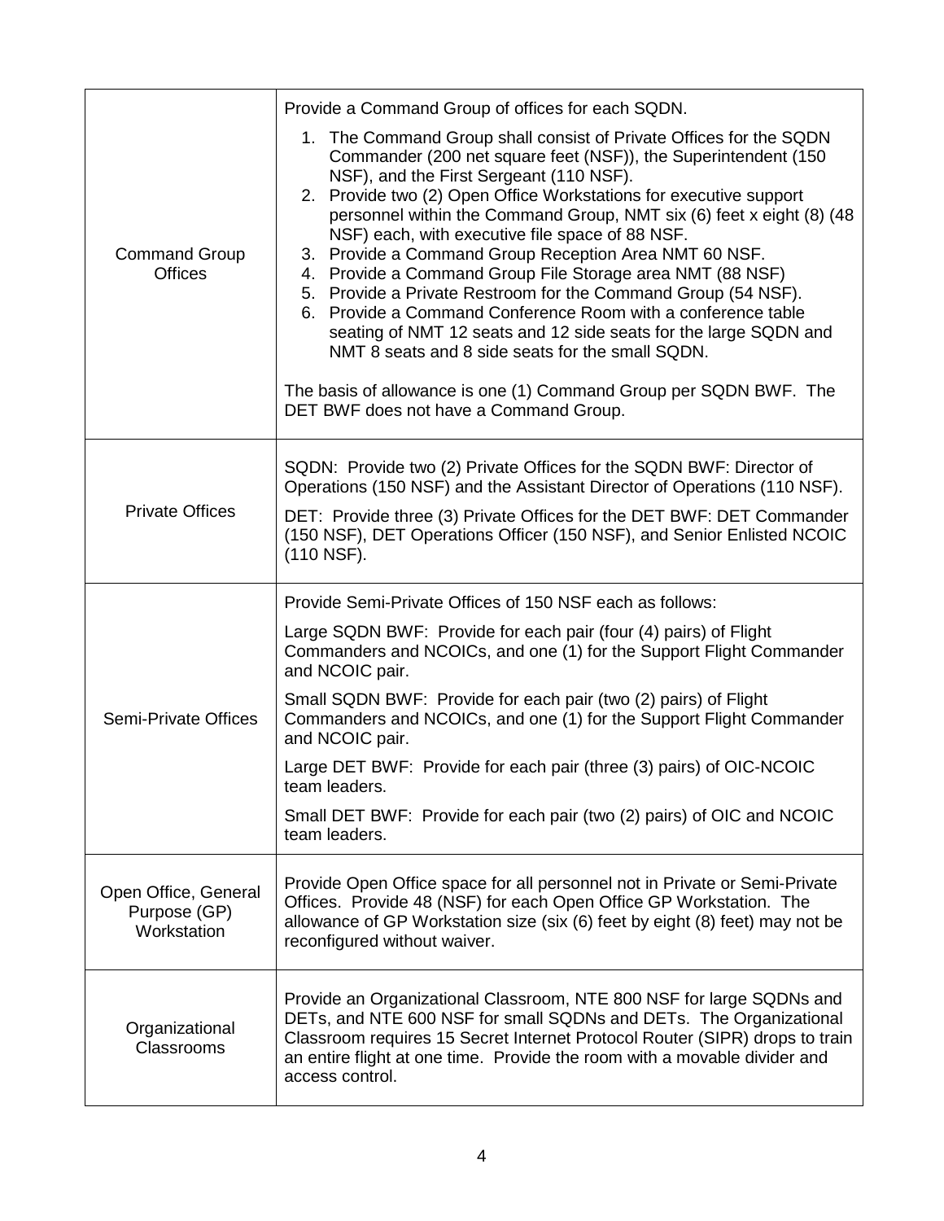| | |
|---|---|
| Command Group Offices | Provide a Command Group of offices for each SQDN.<br><br>1. The Command Group shall consist of Private Offices for the SQDN Commander (200 net square feet (NSF)), the Superintendent (150 NSF), and the First Sergeant (110 NSF).<br>2. Provide two (2) Open Office Workstations for executive support personnel within the Command Group, NMT six (6) feet x eight (8) (48 NSF) each, with executive file space of 88 NSF.<br>3. Provide a Command Group Reception Area NMT 60 NSF.<br>4. Provide a Command Group File Storage area NMT (88 NSF)<br>5. Provide a Private Restroom for the Command Group (54 NSF).<br>6. Provide a Command Conference Room with a conference table seating of NMT 12 seats and 12 side seats for the large SQDN and NMT 8 seats and 8 side seats for the small SQDN.<br><br>The basis of allowance is one (1) Command Group per SQDN BWF. The DET BWF does not have a Command Group. |
| Private Offices | SQDN: Provide two (2) Private Offices for the SQDN BWF: Director of Operations (150 NSF) and the Assistant Director of Operations (110 NSF).<br><br>DET: Provide three (3) Private Offices for the DET BWF: DET Commander (150 NSF), DET Operations Officer (150 NSF), and Senior Enlisted NCOIC (110 NSF). |
| Semi-Private Offices | Provide Semi-Private Offices of 150 NSF each as follows:<br><br>Large SQDN BWF: Provide for each pair (four (4) pairs) of Flight Commanders and NCOICs, and one (1) for the Support Flight Commander and NCOIC pair.<br><br>Small SQDN BWF: Provide for each pair (two (2) pairs) of Flight Commanders and NCOICs, and one (1) for the Support Flight Commander and NCOIC pair.<br><br>Large DET BWF: Provide for each pair (three (3) pairs) of OIC-NCOIC team leaders.<br><br>Small DET BWF: Provide for each pair (two (2) pairs) of OIC and NCOIC team leaders. |
| Open Office, General Purpose (GP) Workstation | Provide Open Office space for all personnel not in Private or Semi-Private Offices. Provide 48 (NSF) for each Open Office GP Workstation. The allowance of GP Workstation size (six (6) feet by eight (8) feet) may not be reconfigured without waiver. |
| Organizational Classrooms | Provide an Organizational Classroom, NTE 800 NSF for large SQDNs and DETs, and NTE 600 NSF for small SQDNs and DETs. The Organizational Classroom requires 15 Secret Internet Protocol Router (SIPR) drops to train an entire flight at one time. Provide the room with a movable divider and access control. |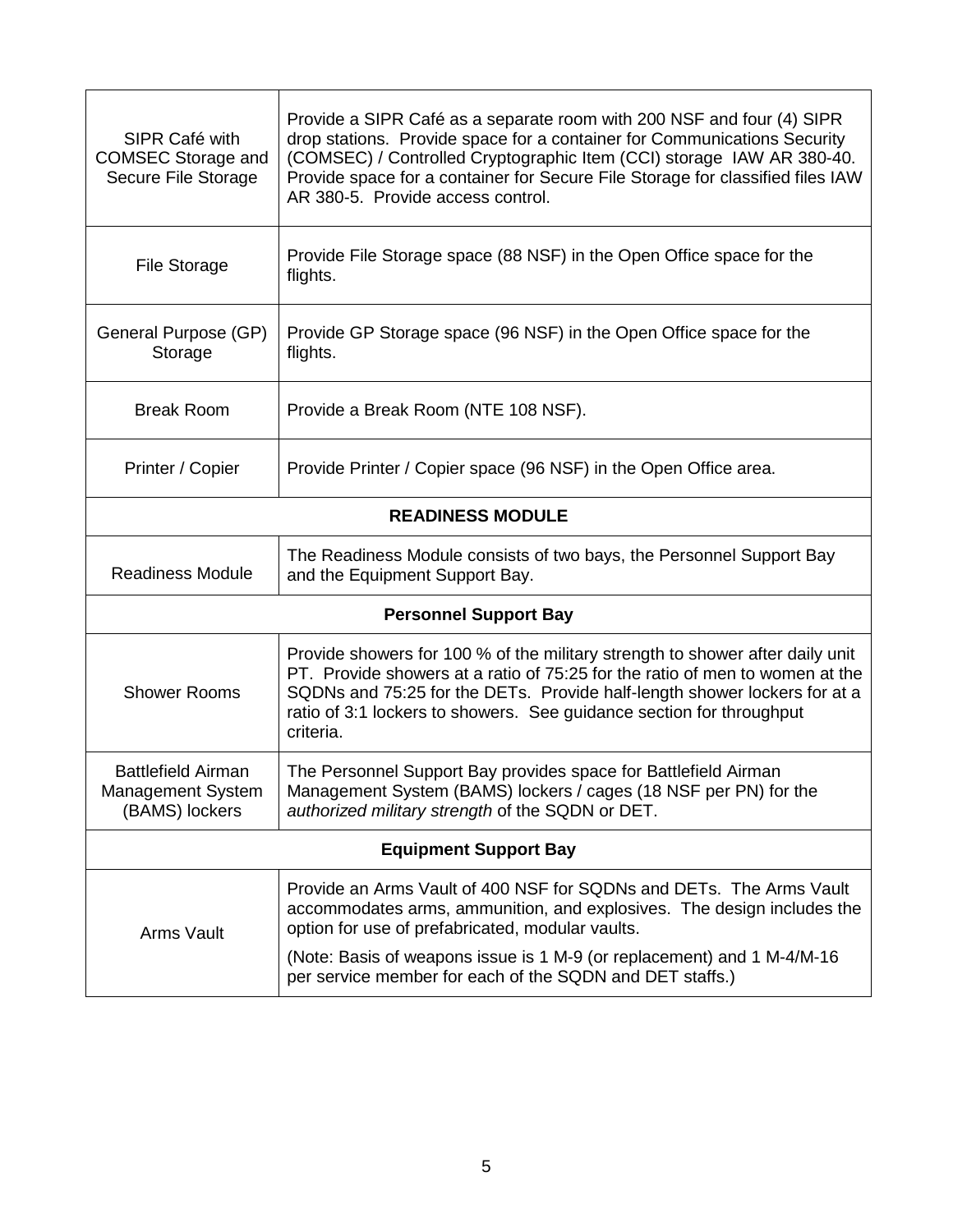| | |
|---|---|
| SIPR Café with COMSEC Storage and Secure File Storage | Provide a SIPR Café as a separate room with 200 NSF and four (4) SIPR drop stations. Provide space for a container for Communications Security (COMSEC) / Controlled Cryptographic Item (CCI) storage IAW AR 380-40. Provide space for a container for Secure File Storage for classified files IAW AR 380-5. Provide access control. |
| File Storage | Provide File Storage space (88 NSF) in the Open Office space for the flights. |
| General Purpose (GP) Storage | Provide GP Storage space (96 NSF) in the Open Office space for the flights. |
| Break Room | Provide a Break Room (NTE 108 NSF). |
| Printer / Copier | Provide Printer / Copier space (96 NSF) in the Open Office area. |
| **READINESS MODULE** | |
| Readiness Module | The Readiness Module consists of two bays, the Personnel Support Bay and the Equipment Support Bay. |
| **Personnel Support Bay** | |
| Shower Rooms | Provide showers for 100 % of the military strength to shower after daily unit PT. Provide showers at a ratio of 75:25 for the ratio of men to women at the SQDNs and 75:25 for the DETs. Provide half-length shower lockers for at a ratio of 3:1 lockers to showers. See guidance section for throughput criteria. |
| Battlefield Airman Management System (BAMS) lockers | The Personnel Support Bay provides space for Battlefield Airman Management System (BAMS) lockers / cages (18 NSF per PN) for the *authorized military strength* of the SQDN or DET. |
| **Equipment Support Bay** | |
| Arms Vault | Provide an Arms Vault of 400 NSF for SQDNs and DETs. The Arms Vault accommodates arms, ammunition, and explosives. The design includes the option for use of prefabricated, modular vaults.<br><br>(Note: Basis of weapons issue is 1 M-9 (or replacement) and 1 M-4/M-16 per service member for each of the SQDN and DET staffs.) |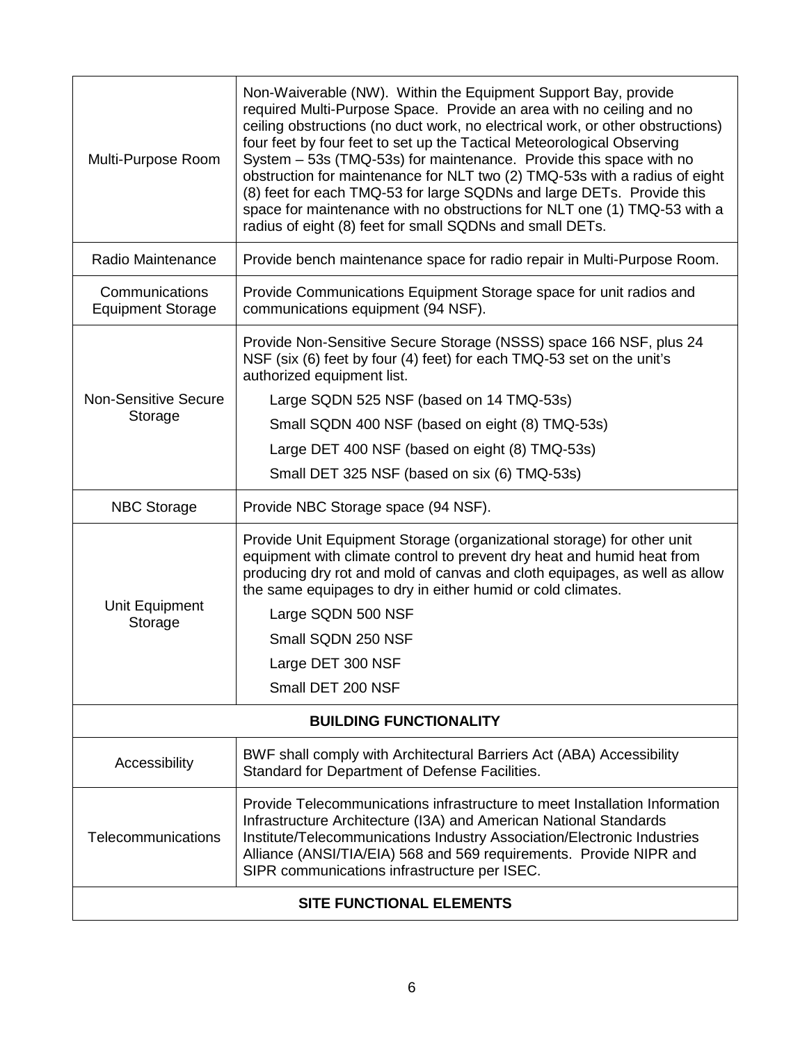| | |
|---|---|
| Multi-Purpose Room | Non-Waiverable (NW). Within the Equipment Support Bay, provide required Multi-Purpose Space. Provide an area with no ceiling and no ceiling obstructions (no duct work, no electrical work, or other obstructions) four feet by four feet to set up the Tactical Meteorological Observing System – 53s (TMQ-53s) for maintenance. Provide this space with no obstruction for maintenance for NLT two (2) TMQ-53s with a radius of eight (8) feet for each TMQ-53 for large SQDNs and large DETs. Provide this space for maintenance with no obstructions for NLT one (1) TMQ-53 with a radius of eight (8) feet for small SQDNs and small DETs. |
| Radio Maintenance | Provide bench maintenance space for radio repair in Multi-Purpose Room. |
| Communications Equipment Storage | Provide Communications Equipment Storage space for unit radios and communications equipment (94 NSF). |
| Non-Sensitive Secure Storage | Provide Non-Sensitive Secure Storage (NSSS) space 166 NSF, plus 24 NSF (six (6) feet by four (4) feet) for each TMQ-53 set on the unit's authorized equipment list.<br>Large SQDN 525 NSF (based on 14 TMQ-53s)<br>Small SQDN 400 NSF (based on eight (8) TMQ-53s)<br>Large DET 400 NSF (based on eight (8) TMQ-53s)<br>Small DET 325 NSF (based on six (6) TMQ-53s) |
| NBC Storage | Provide NBC Storage space (94 NSF). |
| Unit Equipment Storage | Provide Unit Equipment Storage (organizational storage) for other unit equipment with climate control to prevent dry heat and humid heat from producing dry rot and mold of canvas and cloth equipages, as well as allow the same equipages to dry in either humid or cold climates.<br>Large SQDN 500 NSF<br>Small SQDN 250 NSF<br>Large DET 300 NSF<br>Small DET 200 NSF |
| **BUILDING FUNCTIONALITY** | |
| Accessibility | BWF shall comply with Architectural Barriers Act (ABA) Accessibility Standard for Department of Defense Facilities. |
| Telecommunications | Provide Telecommunications infrastructure to meet Installation Information Infrastructure Architecture (I3A) and American National Standards Institute/Telecommunications Industry Association/Electronic Industries Alliance (ANSI/TIA/EIA) 568 and 569 requirements. Provide NIPR and SIPR communications infrastructure per ISEC. |
| **SITE FUNCTIONAL ELEMENTS** | |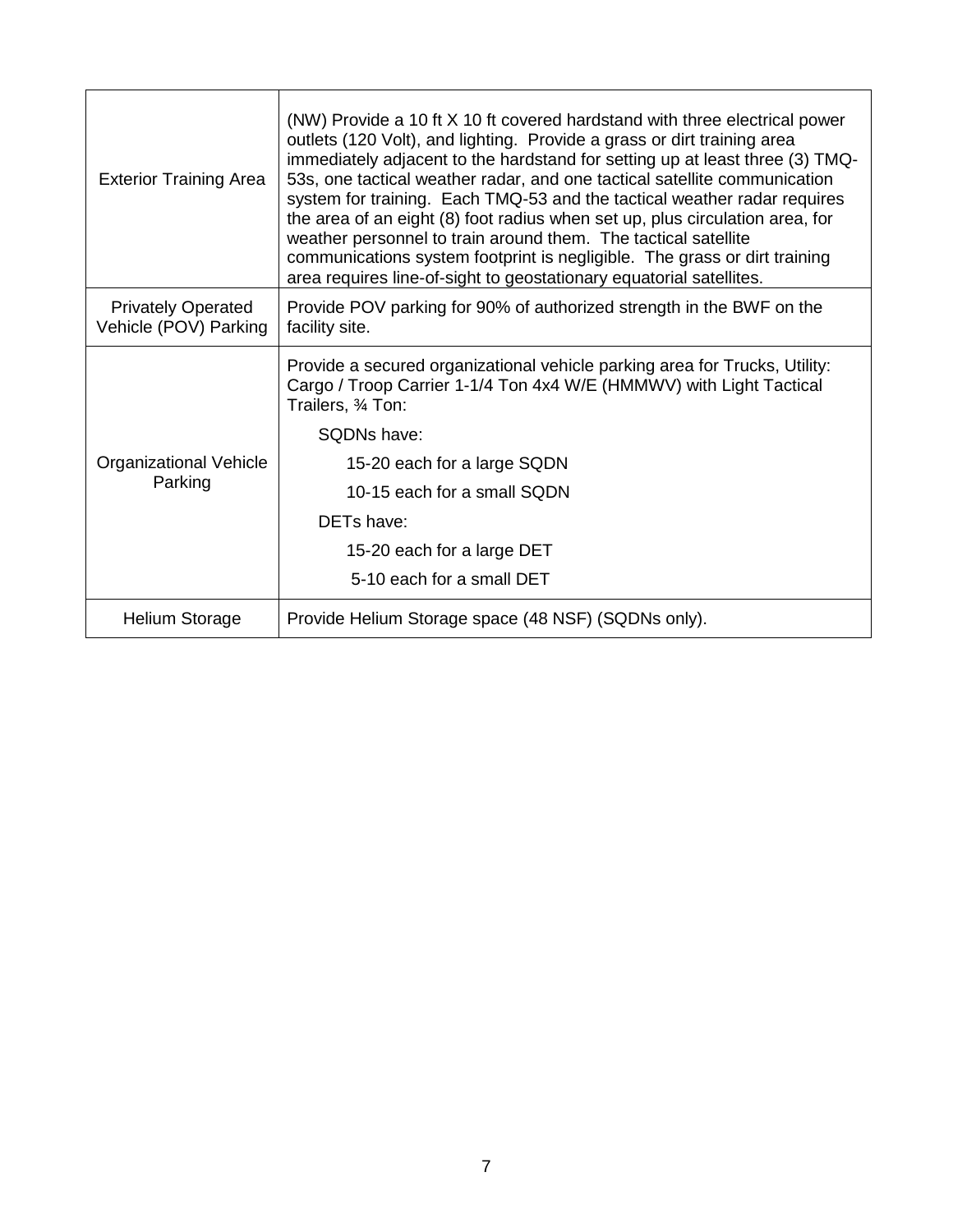| | |
|---|---|
| Exterior Training Area | (NW) Provide a 10 ft X 10 ft covered hardstand with three electrical power outlets (120 Volt), and lighting. Provide a grass or dirt training area immediately adjacent to the hardstand for setting up at least three (3) TMQ-53s, one tactical weather radar, and one tactical satellite communication system for training. Each TMQ-53 and the tactical weather radar requires the area of an eight (8) foot radius when set up, plus circulation area, for weather personnel to train around them. The tactical satellite communications system footprint is negligible. The grass or dirt training area requires line-of-sight to geostationary equatorial satellites. |
| Privately Operated Vehicle (POV) Parking | Provide POV parking for 90% of authorized strength in the BWF on the facility site. |
| Organizational Vehicle Parking | Provide a secured organizational vehicle parking area for Trucks, Utility: Cargo / Troop Carrier 1-1/4 Ton 4x4 W/E (HMMWV) with Light Tactical Trailers, ¾ Ton:<br>SQDNs have:<br>15-20 each for a large SQDN<br>10-15 each for a small SQDN<br>DETs have:<br>15-20 each for a large DET<br>5-10 each for a small DET |
| Helium Storage | Provide Helium Storage space (48 NSF) (SQDNs only). |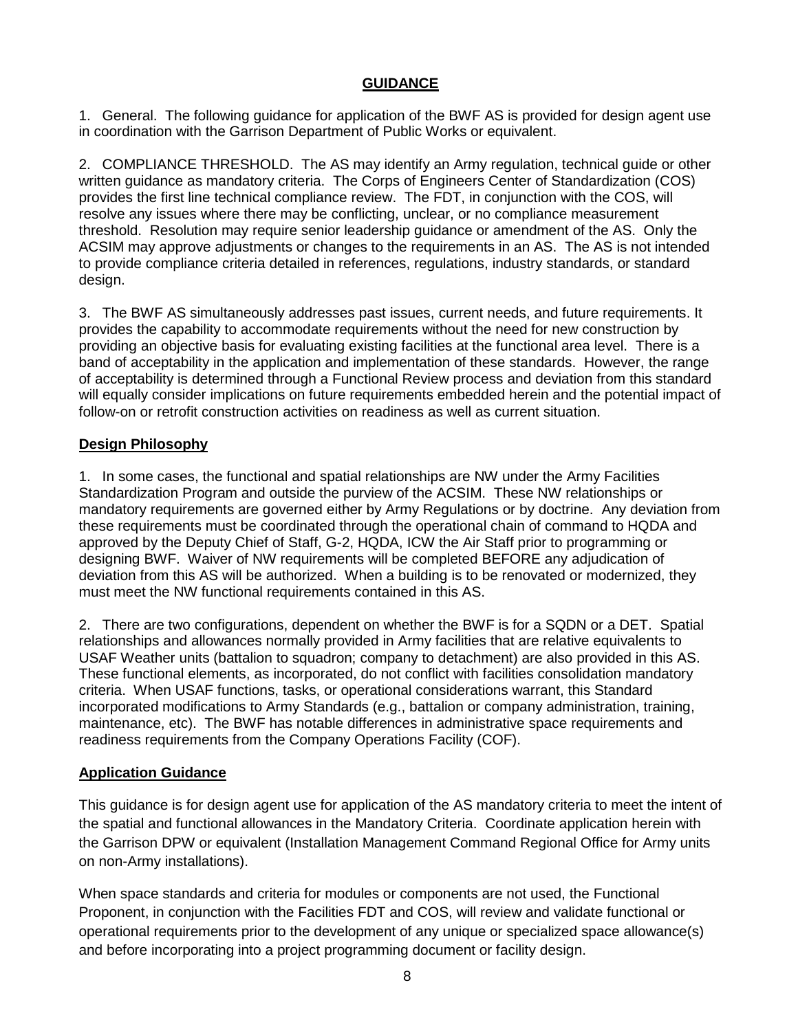## GUIDANCE

1. General. The following guidance for application of the BWF AS is provided for design agent use in coordination with the Garrison Department of Public Works or equivalent.

2. COMPLIANCE THRESHOLD. The AS may identify an Army regulation, technical guide or other written guidance as mandatory criteria. The Corps of Engineers Center of Standardization (COS) provides the first line technical compliance review. The FDT, in conjunction with the COS, will resolve any issues where there may be conflicting, unclear, or no compliance measurement threshold. Resolution may require senior leadership guidance or amendment of the AS. Only the ACSIM may approve adjustments or changes to the requirements in an AS. The AS is not intended to provide compliance criteria detailed in references, regulations, industry standards, or standard design.

3. The BWF AS simultaneously addresses past issues, current needs, and future requirements. It provides the capability to accommodate requirements without the need for new construction by providing an objective basis for evaluating existing facilities at the functional area level. There is a band of acceptability in the application and implementation of these standards. However, the range of acceptability is determined through a Functional Review process and deviation from this standard will equally consider implications on future requirements embedded herein and the potential impact of follow-on or retrofit construction activities on readiness as well as current situation.

### Design Philosophy

1. In some cases, the functional and spatial relationships are NW under the Army Facilities Standardization Program and outside the purview of the ACSIM. These NW relationships or mandatory requirements are governed either by Army Regulations or by doctrine. Any deviation from these requirements must be coordinated through the operational chain of command to HQDA and approved by the Deputy Chief of Staff, G-2, HQDA, ICW the Air Staff prior to programming or designing BWF. Waiver of NW requirements will be completed BEFORE any adjudication of deviation from this AS will be authorized. When a building is to be renovated or modernized, they must meet the NW functional requirements contained in this AS.

2. There are two configurations, dependent on whether the BWF is for a SQDN or a DET. Spatial relationships and allowances normally provided in Army facilities that are relative equivalents to USAF Weather units (battalion to squadron; company to detachment) are also provided in this AS. These functional elements, as incorporated, do not conflict with facilities consolidation mandatory criteria. When USAF functions, tasks, or operational considerations warrant, this Standard incorporated modifications to Army Standards (e.g., battalion or company administration, training, maintenance, etc). The BWF has notable differences in administrative space requirements and readiness requirements from the Company Operations Facility (COF).

### Application Guidance

This guidance is for design agent use for application of the AS mandatory criteria to meet the intent of the spatial and functional allowances in the Mandatory Criteria. Coordinate application herein with the Garrison DPW or equivalent (Installation Management Command Regional Office for Army units on non-Army installations).

When space standards and criteria for modules or components are not used, the Functional Proponent, in conjunction with the Facilities FDT and COS, will review and validate functional or operational requirements prior to the development of any unique or specialized space allowance(s) and before incorporating into a project programming document or facility design.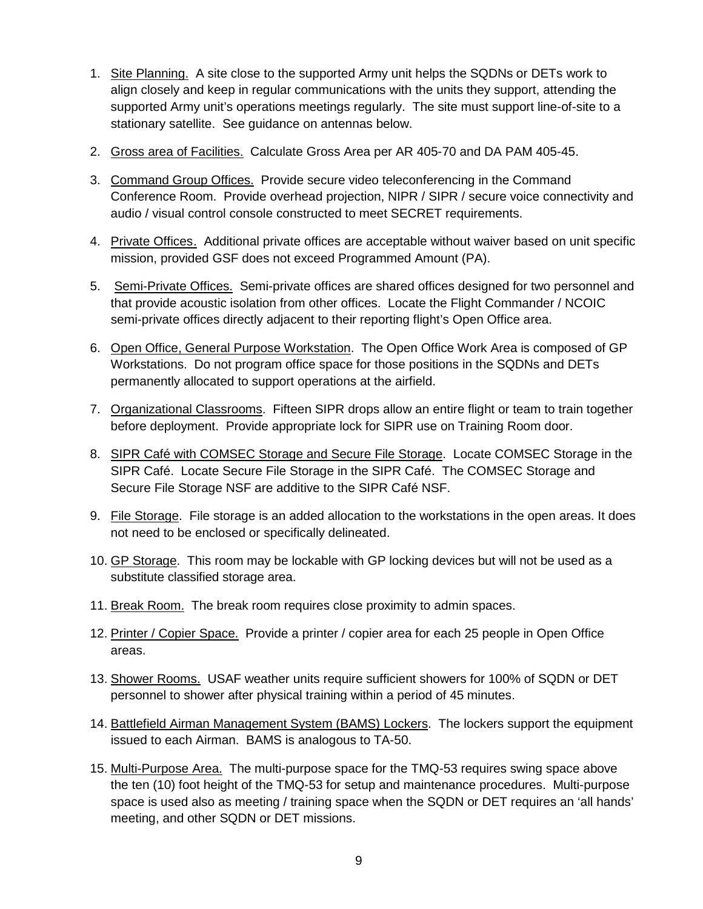1. Site Planning. A site close to the supported Army unit helps the SQDNs or DETs work to align closely and keep in regular communications with the units they support, attending the supported Army unit's operations meetings regularly. The site must support line-of-site to a stationary satellite. See guidance on antennas below.

2. Gross area of Facilities. Calculate Gross Area per AR 405-70 and DA PAM 405-45.

3. Command Group Offices. Provide secure video teleconferencing in the Command Conference Room. Provide overhead projection, NIPR / SIPR / secure voice connectivity and audio / visual control console constructed to meet SECRET requirements.

4. Private Offices. Additional private offices are acceptable without waiver based on unit specific mission, provided GSF does not exceed Programmed Amount (PA).

5. Semi-Private Offices. Semi-private offices are shared offices designed for two personnel and that provide acoustic isolation from other offices. Locate the Flight Commander / NCOIC semi-private offices directly adjacent to their reporting flight's Open Office area.

6. Open Office, General Purpose Workstation. The Open Office Work Area is composed of GP Workstations. Do not program office space for those positions in the SQDNs and DETs permanently allocated to support operations at the airfield.

7. Organizational Classrooms. Fifteen SIPR drops allow an entire flight or team to train together before deployment. Provide appropriate lock for SIPR use on Training Room door.

8. SIPR Café with COMSEC Storage and Secure File Storage. Locate COMSEC Storage in the SIPR Café. Locate Secure File Storage in the SIPR Café. The COMSEC Storage and Secure File Storage NSF are additive to the SIPR Café NSF.

9. File Storage. File storage is an added allocation to the workstations in the open areas. It does not need to be enclosed or specifically delineated.

10. GP Storage. This room may be lockable with GP locking devices but will not be used as a substitute classified storage area.

11. Break Room. The break room requires close proximity to admin spaces.

12. Printer / Copier Space. Provide a printer / copier area for each 25 people in Open Office areas.

13. Shower Rooms. USAF weather units require sufficient showers for 100% of SQDN or DET personnel to shower after physical training within a period of 45 minutes.

14. Battlefield Airman Management System (BAMS) Lockers. The lockers support the equipment issued to each Airman. BAMS is analogous to TA-50.

15. Multi-Purpose Area. The multi-purpose space for the TMQ-53 requires swing space above the ten (10) foot height of the TMQ-53 for setup and maintenance procedures. Multi-purpose space is used also as meeting / training space when the SQDN or DET requires an 'all hands' meeting, and other SQDN or DET missions.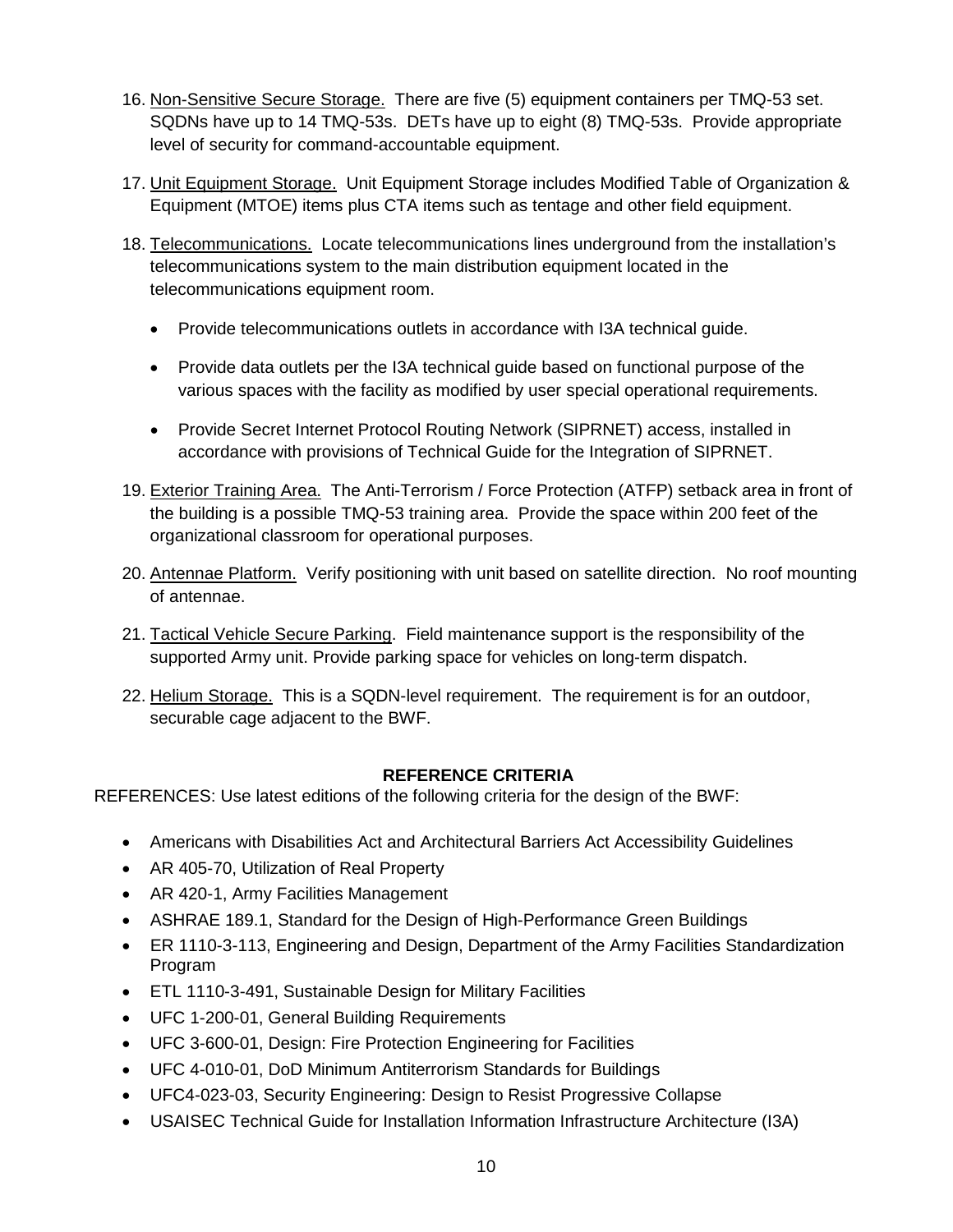16. Non-Sensitive Secure Storage. There are five (5) equipment containers per TMQ-53 set. SQDNs have up to 14 TMQ-53s. DETs have up to eight (8) TMQ-53s. Provide appropriate level of security for command-accountable equipment.

17. Unit Equipment Storage. Unit Equipment Storage includes Modified Table of Organization & Equipment (MTOE) items plus CTA items such as tentage and other field equipment.

18. Telecommunications. Locate telecommunications lines underground from the installation's telecommunications system to the main distribution equipment located in the telecommunications equipment room.

    - Provide telecommunications outlets in accordance with I3A technical guide.

    - Provide data outlets per the I3A technical guide based on functional purpose of the various spaces with the facility as modified by user special operational requirements.

    - Provide Secret Internet Protocol Routing Network (SIPRNET) access, installed in accordance with provisions of Technical Guide for the Integration of SIPRNET.

19. Exterior Training Area. The Anti-Terrorism / Force Protection (ATFP) setback area in front of the building is a possible TMQ-53 training area. Provide the space within 200 feet of the organizational classroom for operational purposes.

20. Antennae Platform. Verify positioning with unit based on satellite direction. No roof mounting of antennae.

21. Tactical Vehicle Secure Parking. Field maintenance support is the responsibility of the supported Army unit. Provide parking space for vehicles on long-term dispatch.

22. Helium Storage. This is a SQDN-level requirement. The requirement is for an outdoor, securable cage adjacent to the BWF.

## REFERENCE CRITERIA

REFERENCES: Use latest editions of the following criteria for the design of the BWF:

- Americans with Disabilities Act and Architectural Barriers Act Accessibility Guidelines
- AR 405-70, Utilization of Real Property
- AR 420-1, Army Facilities Management
- ASHRAE 189.1, Standard for the Design of High-Performance Green Buildings
- ER 1110-3-113, Engineering and Design, Department of the Army Facilities Standardization Program
- ETL 1110-3-491, Sustainable Design for Military Facilities
- UFC 1-200-01, General Building Requirements
- UFC 3-600-01, Design: Fire Protection Engineering for Facilities
- UFC 4-010-01, DoD Minimum Antiterrorism Standards for Buildings
- UFC4-023-03, Security Engineering: Design to Resist Progressive Collapse
- USAISEC Technical Guide for Installation Information Infrastructure Architecture (I3A)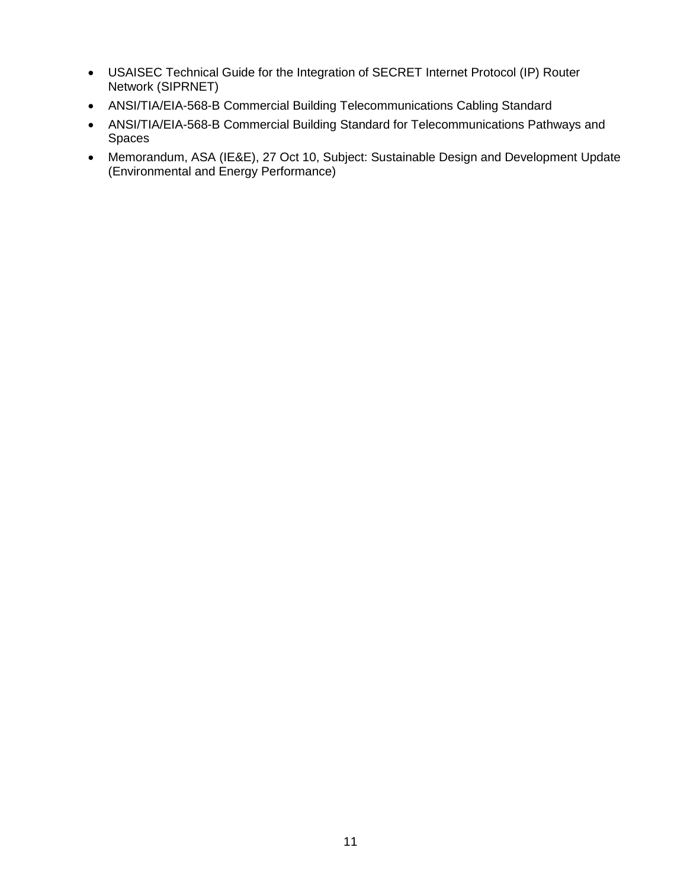- USAISEC Technical Guide for the Integration of SECRET Internet Protocol (IP) Router Network (SIPRNET)
- ANSI/TIA/EIA-568-B Commercial Building Telecommunications Cabling Standard
- ANSI/TIA/EIA-568-B Commercial Building Standard for Telecommunications Pathways and Spaces
- Memorandum, ASA (IE&E), 27 Oct 10, Subject: Sustainable Design and Development Update (Environmental and Energy Performance)